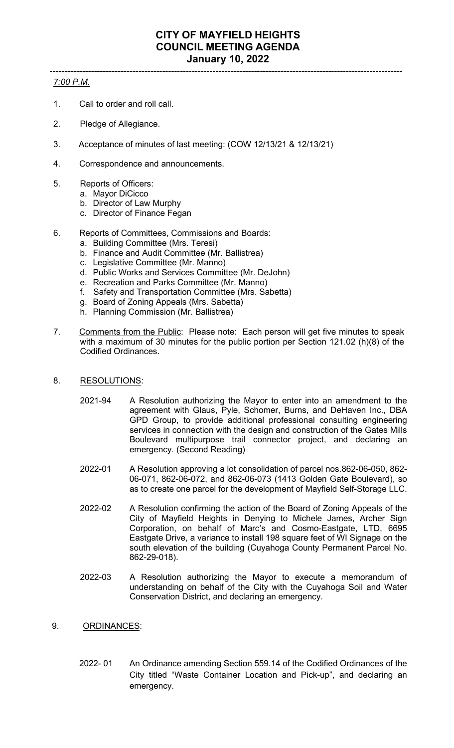# CITY OF MAYFIELD HEIGHTS
# COUNCIL MEETING AGENDA
# January 10, 2022

---

*7:00 P.M.*

1. Call to order and roll call.

2. Pledge of Allegiance.

3. Acceptance of minutes of last meeting: (COW 12/13/21 & 12/13/21)

4. Correspondence and announcements.

5. Reports of Officers:
   a. Mayor DiCicco
   b. Director of Law Murphy
   c. Director of Finance Fegan

6. Reports of Committees, Commissions and Boards:
   a. Building Committee (Mrs. Teresi)
   b. Finance and Audit Committee (Mr. Ballistrea)
   c. Legislative Committee (Mr. Manno)
   d. Public Works and Services Committee (Mr. DeJohn)
   e. Recreation and Parks Committee (Mr. Manno)
   f. Safety and Transportation Committee (Mrs. Sabetta)
   g. Board of Zoning Appeals (Mrs. Sabetta)
   h. Planning Commission (Mr. Ballistrea)

7. Comments from the Public: Please note: Each person will get five minutes to speak with a maximum of 30 minutes for the public portion per Section 121.02 (h)(8) of the Codified Ordinances.

8. RESOLUTIONS:

   2021-94 A Resolution authorizing the Mayor to enter into an amendment to the agreement with Glaus, Pyle, Schomer, Burns, and DeHaven Inc., DBA GPD Group, to provide additional professional consulting engineering services in connection with the design and construction of the Gates Mills Boulevard multipurpose trail connector project, and declaring an emergency. (Second Reading)

   2022-01 A Resolution approving a lot consolidation of parcel nos.862-06-050, 862-06-071, 862-06-072, and 862-06-073 (1413 Golden Gate Boulevard), so as to create one parcel for the development of Mayfield Self-Storage LLC.

   2022-02 A Resolution confirming the action of the Board of Zoning Appeals of the City of Mayfield Heights in Denying to Michele James, Archer Sign Corporation, on behalf of Marc's and Cosmo-Eastgate, LTD, 6695 Eastgate Drive, a variance to install 198 square feet of WI Signage on the south elevation of the building (Cuyahoga County Permanent Parcel No. 862-29-018).

   2022-03 A Resolution authorizing the Mayor to execute a memorandum of understanding on behalf of the City with the Cuyahoga Soil and Water Conservation District, and declaring an emergency.

9. ORDINANCES:

   2022- 01 An Ordinance amending Section 559.14 of the Codified Ordinances of the City titled "Waste Container Location and Pick-up", and declaring an emergency.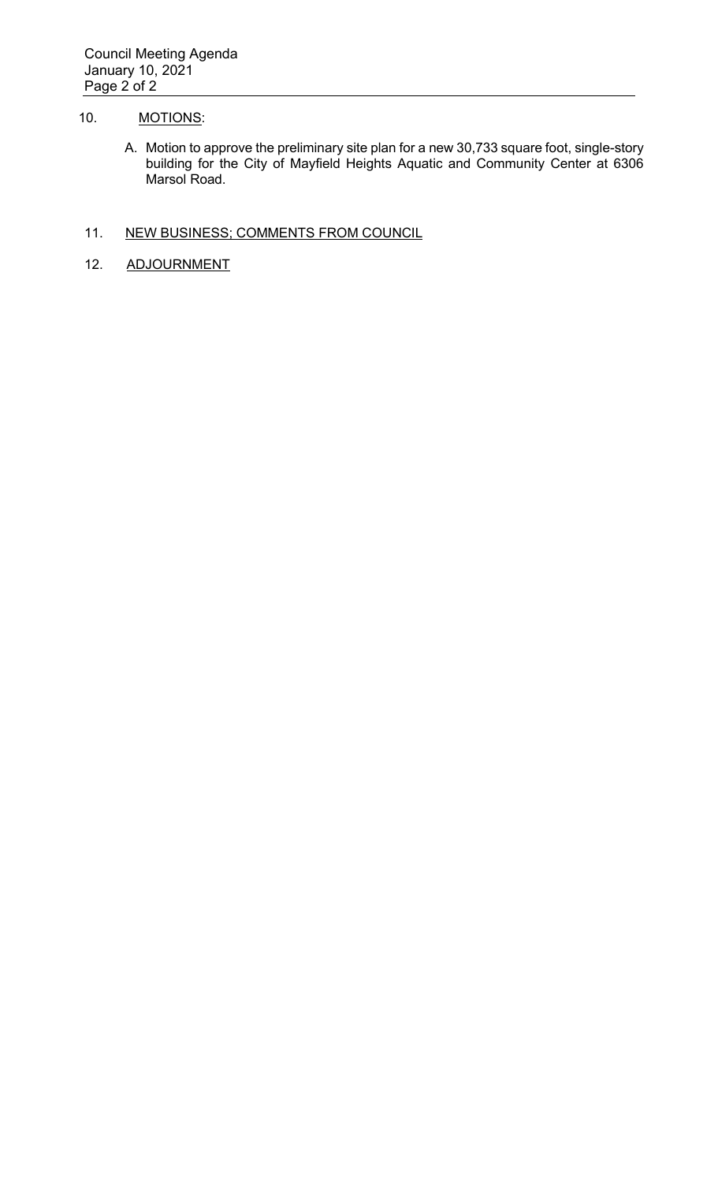10. MOTIONS:

    A. Motion to approve the preliminary site plan for a new 30,733 square foot, single-story building for the City of Mayfield Heights Aquatic and Community Center at 6306 Marsol Road.

11. NEW BUSINESS; COMMENTS FROM COUNCIL

12. ADJOURNMENT